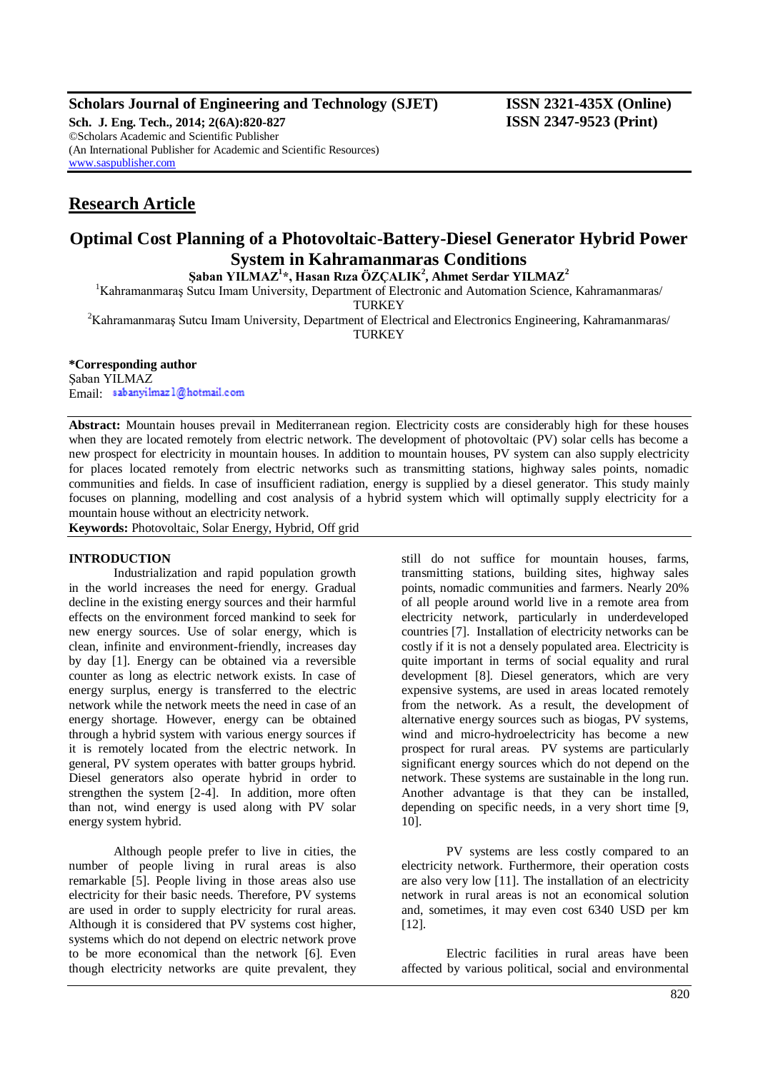Scholars Journal of Engineering and Technology (SJET) ISSN 2321-435X (Online)
Sch. J. Eng. Tech., 2014; 2(6A):820-827 ISSN 2347-9523 (Print)
©Scholars Academic and Scientific Publisher
(An International Publisher for Academic and Scientific Resources)
www.saspublisher.com

## Research Article

# Optimal Cost Planning of a Photovoltaic-Battery-Diesel Generator Hybrid Power System in Kahramanmaras Conditions

**Şaban YILMAZ[1]*, Hasan Rıza ÖZÇALIK[2], Ahmet Serdar YILMAZ[2]**

[1]Kahramanmaraş Sutcu Imam University, Department of Electronic and Automation Science, Kahramanmaras/ TURKEY

[2]Kahramanmaraş Sutcu Imam University, Department of Electrical and Electronics Engineering, Kahramanmaras/ TURKEY

**\*Corresponding author**
Şaban YILMAZ
Email: sabanyilmaz1@hotmail.com

**Abstract:** Mountain houses prevail in Mediterranean region. Electricity costs are considerably high for these houses when they are located remotely from electric network. The development of photovoltaic (PV) solar cells has become a new prospect for electricity in mountain houses. In addition to mountain houses, PV system can also supply electricity for places located remotely from electric networks such as transmitting stations, highway sales points, nomadic communities and fields. In case of insufficient radiation, energy is supplied by a diesel generator. This study mainly focuses on planning, modelling and cost analysis of a hybrid system which will optimally supply electricity for a mountain house without an electricity network.

**Keywords:** Photovoltaic, Solar Energy, Hybrid, Off grid

## INTRODUCTION

Industrialization and rapid population growth in the world increases the need for energy. Gradual decline in the existing energy sources and their harmful effects on the environment forced mankind to seek for new energy sources. Use of solar energy, which is clean, infinite and environment-friendly, increases day by day [1]. Energy can be obtained via a reversible counter as long as electric network exists. In case of energy surplus, energy is transferred to the electric network while the network meets the need in case of an energy shortage. However, energy can be obtained through a hybrid system with various energy sources if it is remotely located from the electric network. In general, PV system operates with batter groups hybrid. Diesel generators also operate hybrid in order to strengthen the system [2-4]. In addition, more often than not, wind energy is used along with PV solar energy system hybrid.

Although people prefer to live in cities, the number of people living in rural areas is also remarkable [5]. People living in those areas also use electricity for their basic needs. Therefore, PV systems are used in order to supply electricity for rural areas. Although it is considered that PV systems cost higher, systems which do not depend on electric network prove to be more economical than the network [6]. Even though electricity networks are quite prevalent, they still do not suffice for mountain houses, farms, transmitting stations, building sites, highway sales points, nomadic communities and farmers. Nearly 20% of all people around world live in a remote area from electricity network, particularly in underdeveloped countries [7]. Installation of electricity networks can be costly if it is not a densely populated area. Electricity is quite important in terms of social equality and rural development [8]. Diesel generators, which are very expensive systems, are used in areas located remotely from the network. As a result, the development of alternative energy sources such as biogas, PV systems, wind and micro-hydroelectricity has become a new prospect for rural areas. PV systems are particularly significant energy sources which do not depend on the network. These systems are sustainable in the long run. Another advantage is that they can be installed, depending on specific needs, in a very short time [9, 10].

PV systems are less costly compared to an electricity network. Furthermore, their operation costs are also very low [11]. The installation of an electricity network in rural areas is not an economical solution and, sometimes, it may even cost 6340 USD per km [12].

Electric facilities in rural areas have been affected by various political, social and environmental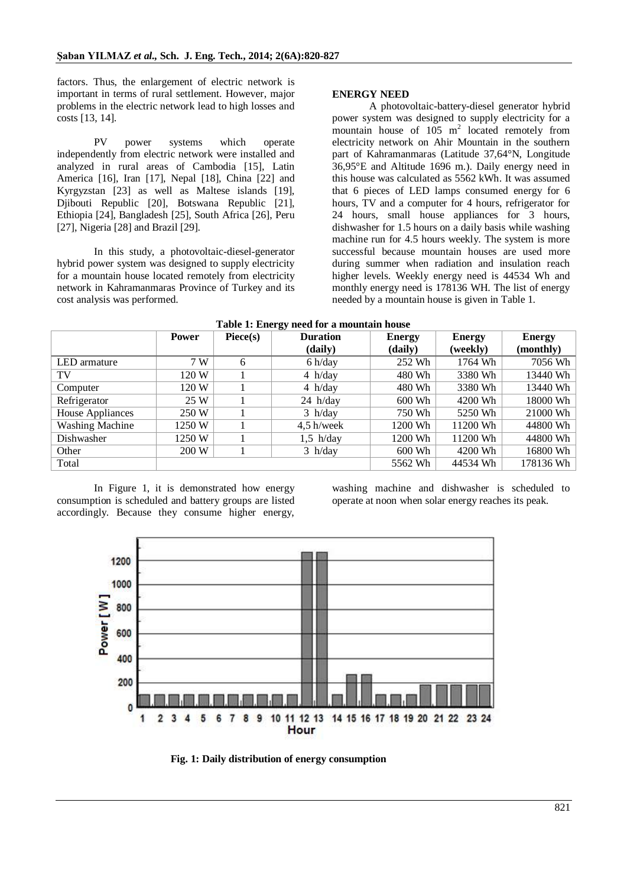factors. Thus, the enlargement of electric network is important in terms of rural settlement. However, major problems in the electric network lead to high losses and costs [13, 14].

PV power systems which operate independently from electric network were installed and analyzed in rural areas of Cambodia [15], Latin America [16], Iran [17], Nepal [18], China [22] and Kyrgyzstan [23] as well as Maltese islands [19], Djibouti Republic [20], Botswana Republic [21], Ethiopia [24], Bangladesh [25], South Africa [26], Peru [27], Nigeria [28] and Brazil [29].

In this study, a photovoltaic-diesel-generator hybrid power system was designed to supply electricity for a mountain house located remotely from electricity network in Kahramanmaras Province of Turkey and its cost analysis was performed.

## ENERGY NEED

A photovoltaic-battery-diesel generator hybrid power system was designed to supply electricity for a mountain house of 105 $m^2$ located remotely from electricity network on Ahir Mountain in the southern part of Kahramanmaras (Latitude 37,64°N, Longitude 36,95°E and Altitude 1696 m.). Daily energy need in this house was calculated as 5562 kWh. It was assumed that 6 pieces of LED lamps consumed energy for 6 hours, TV and a computer for 4 hours, refrigerator for 24 hours, small house appliances for 3 hours, dishwasher for 1.5 hours on a daily basis while washing machine run for 4.5 hours weekly. The system is more successful because mountain houses are used more during summer when radiation and insulation reach higher levels. Weekly energy need is 44534 Wh and monthly energy need is 178136 WH. The list of energy needed by a mountain house is given in Table 1.

**Table 1: Energy need for a mountain house**

| | Power | Piece(s) | Duration (daily) | Energy (daily) | Energy (weekly) | Energy (monthly) |
|---|---|---|---|---|---|---|
| LED armature | 7 W | 6 | 6 h/day | 252 Wh | 1764 Wh | 7056 Wh |
| TV | 120 W | 1 | 4 h/day | 480 Wh | 3380 Wh | 13440 Wh |
| Computer | 120 W | 1 | 4 h/day | 480 Wh | 3380 Wh | 13440 Wh |
| Refrigerator | 25 W | 1 | 24 h/day | 600 Wh | 4200 Wh | 18000 Wh |
| House Appliances | 250 W | 1 | 3 h/day | 750 Wh | 5250 Wh | 21000 Wh |
| Washing Machine | 1250 W | 1 | 4,5 h/week | 1200 Wh | 11200 Wh | 44800 Wh |
| Dishwasher | 1250 W | 1 | 1,5 h/day | 1200 Wh | 11200 Wh | 44800 Wh |
| Other | 200 W | 1 | 3 h/day | 600 Wh | 4200 Wh | 16800 Wh |
| Total | | | | 5562 Wh | 44534 Wh | 178136 Wh |

In Figure 1, it is demonstrated how energy consumption is scheduled and battery groups are listed accordingly. Because they consume higher energy, washing machine and dishwasher is scheduled to operate at noon when solar energy reaches its peak.

**Fig. 1: Daily distribution of energy consumption**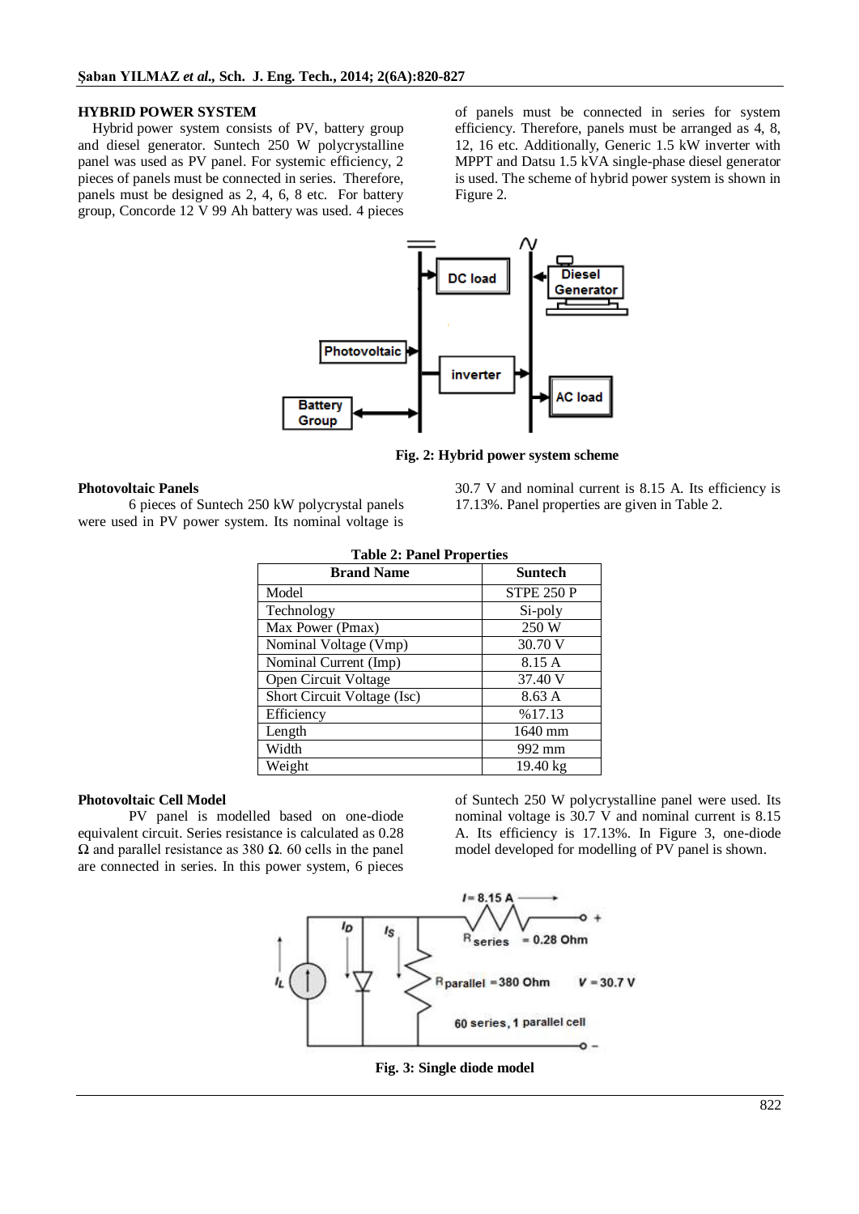## HYBRID POWER SYSTEM

Hybrid power system consists of PV, battery group and diesel generator. Suntech 250 W polycrystalline panel was used as PV panel. For systemic efficiency, 2 pieces of panels must be connected in series. Therefore, panels must be designed as 2, 4, 6, 8 etc. For battery group, Concorde 12 V 99 Ah battery was used. 4 pieces of panels must be connected in series for system efficiency. Therefore, panels must be arranged as 4, 8, 12, 16 etc. Additionally, Generic 1.5 kW inverter with MPPT and Datsu 1.5 kVA single-phase diesel generator is used. The scheme of hybrid power system is shown in Figure 2.

**Fig. 2: Hybrid power system scheme**

### Photovoltaic Panels

6 pieces of Suntech 250 kW polycrystal panels were used in PV power system. Its nominal voltage is 30.7 V and nominal current is 8.15 A. Its efficiency is 17.13%. Panel properties are given in Table 2.

**Table 2: Panel Properties**

| Brand Name | Suntech |
|---|---|
| Model | STPE 250 P |
| Technology | Si-poly |
| Max Power (Pmax) | 250 W |
| Nominal Voltage (Vmp) | 30.70 V |
| Nominal Current (Imp) | 8.15 A |
| Open Circuit Voltage | 37.40 V |
| Short Circuit Voltage (Isc) | 8.63 A |
| Efficiency | %17.13 |
| Length | 1640 mm |
| Width | 992 mm |
| Weight | 19.40 kg |

### Photovoltaic Cell Model

PV panel is modelled based on one-diode equivalent circuit. Series resistance is calculated as 0.28 Ω and parallel resistance as 380 Ω. 60 cells in the panel are connected in series. In this power system, 6 pieces of Suntech 250 W polycrystalline panel were used. Its nominal voltage is 30.7 V and nominal current is 8.15 A. Its efficiency is 17.13%. In Figure 3, one-diode model developed for modelling of PV panel is shown.

**Fig. 3: Single diode model**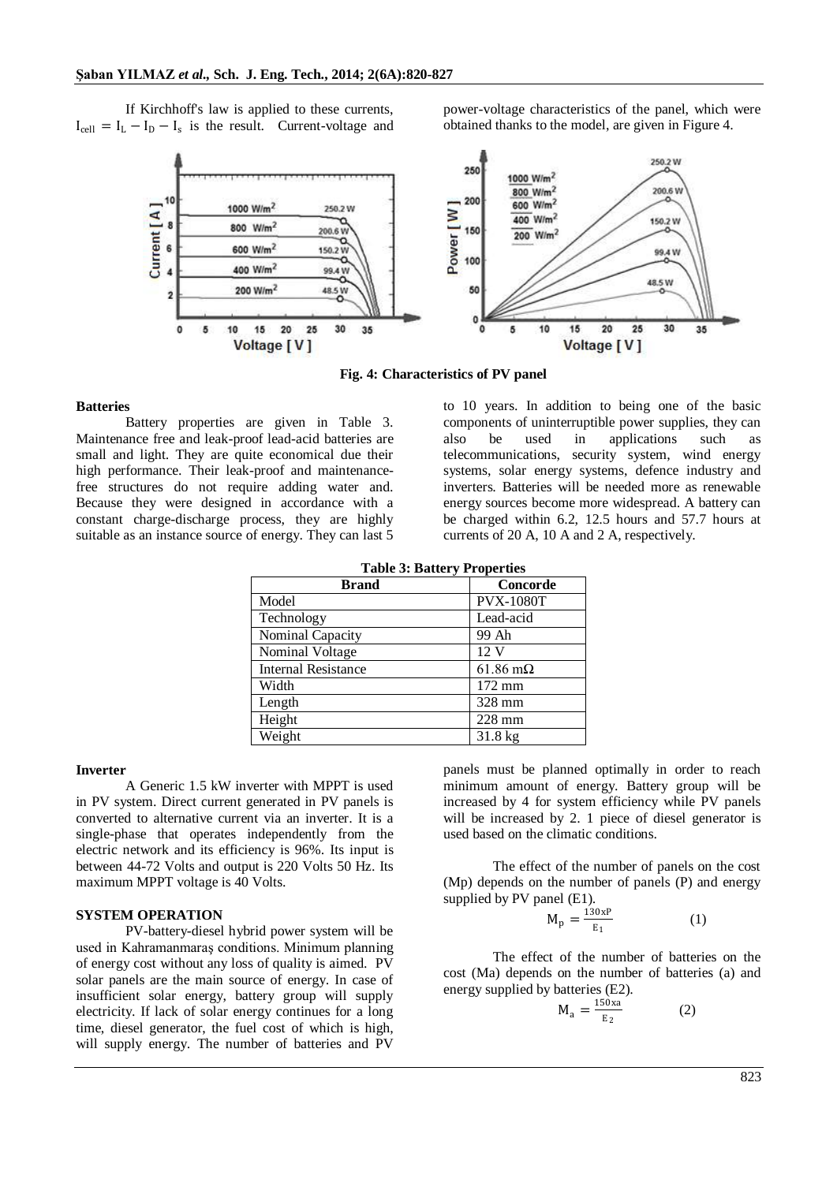If Kirchhoff's law is applied to these currents, $I_{cell} = I_L - I_D - I_s$ is the result. Current-voltage and power-voltage characteristics of the panel, which were obtained thanks to the model, are given in Figure 4.

**Fig. 4: Characteristics of PV panel**

### Batteries

Battery properties are given in Table 3. Maintenance free and leak-proof lead-acid batteries are small and light. They are quite economical due their high performance. Their leak-proof and maintenance-free structures do not require adding water and. Because they were designed in accordance with a constant charge-discharge process, they are highly suitable as an instance source of energy. They can last 5 to 10 years. In addition to being one of the basic components of uninterruptible power supplies, they can also be used in applications such as telecommunications, security system, wind energy systems, solar energy systems, defence industry and inverters. Batteries will be needed more as renewable energy sources become more widespread. A battery can be charged within 6.2, 12.5 hours and 57.7 hours at currents of 20 A, 10 A and 2 A, respectively.

**Table 3: Battery Properties**

| Brand | Concorde |
|---|---|
| Model | PVX-1080T |
| Technology | Lead-acid |
| Nominal Capacity | 99 Ah |
| Nominal Voltage | 12 V |
| Internal Resistance | 61.86 mΩ |
| Width | 172 mm |
| Length | 328 mm |
| Height | 228 mm |
| Weight | 31.8 kg |

### Inverter

A Generic 1.5 kW inverter with MPPT is used in PV system. Direct current generated in PV panels is converted to alternative current via an inverter. It is a single-phase that operates independently from the electric network and its efficiency is 96%. Its input is between 44-72 Volts and output is 220 Volts 50 Hz. Its maximum MPPT voltage is 40 Volts.

### SYSTEM OPERATION

PV-battery-diesel hybrid power system will be used in Kahramanmaraş conditions. Minimum planning of energy cost without any loss of quality is aimed. PV solar panels are the main source of energy. In case of insufficient solar energy, battery group will supply electricity. If lack of solar energy continues for a long time, diesel generator, the fuel cost of which is high, will supply energy. The number of batteries and PV panels must be planned optimally in order to reach minimum amount of energy. Battery group will be increased by 4 for system efficiency while PV panels will be increased by 2. 1 piece of diesel generator is used based on the climatic conditions.

The effect of the number of panels on the cost (Mp) depends on the number of panels (P) and energy supplied by PV panel (E1).

$$M_p = \frac{130xP}{E_1} \qquad (1)$$

The effect of the number of batteries on the cost (Ma) depends on the number of batteries (a) and energy supplied by batteries (E2).

$$M_a = \frac{150xa}{E_2} \qquad (2)$$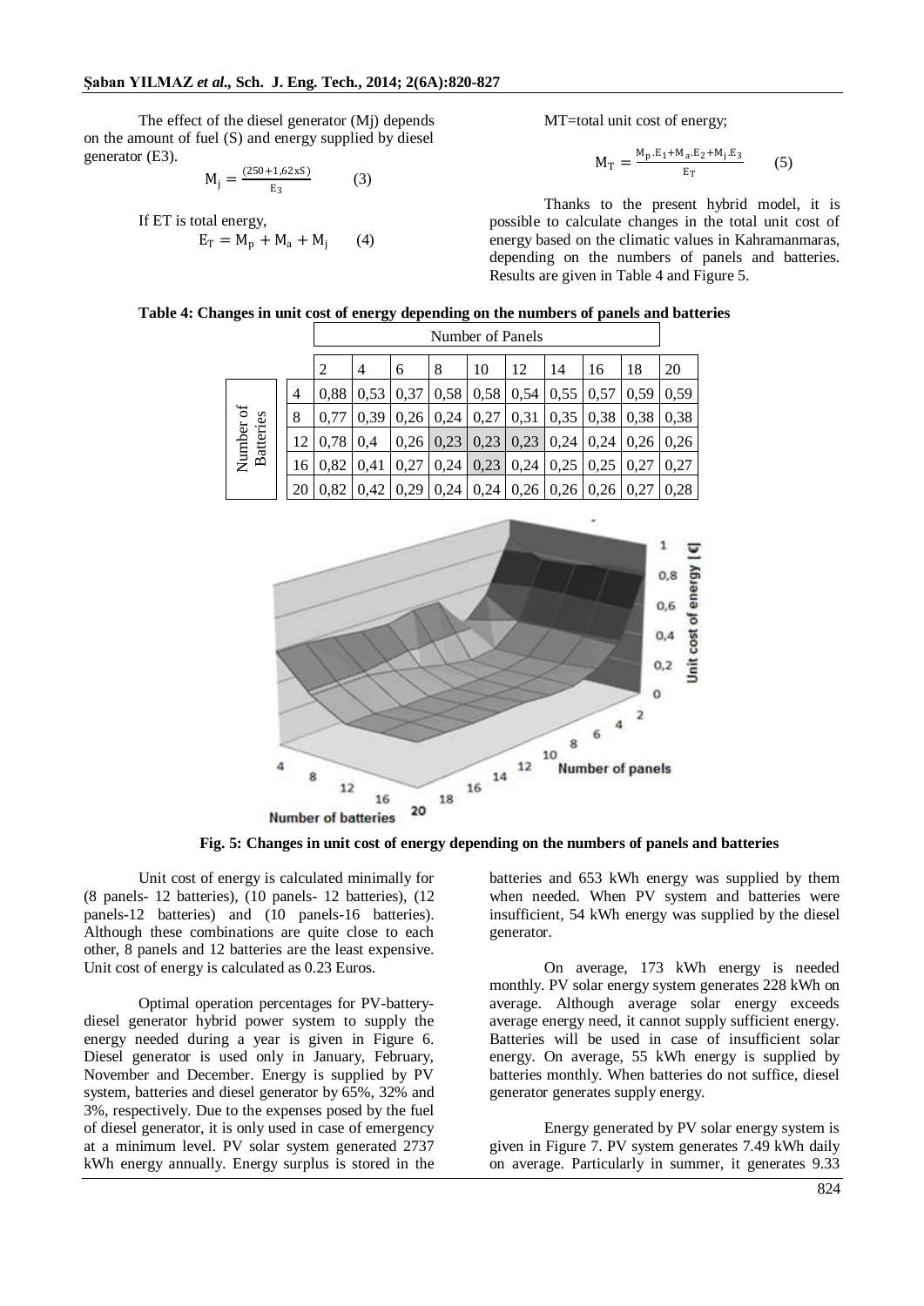The effect of the diesel generator (Mj) depends on the amount of fuel (S) and energy supplied by diesel generator (E3).

$$M_j = \frac{(250 + 1{,}62xS)}{E_3} \qquad (3)$$

If ET is total energy,

$$E_T = M_p + M_a + M_j \qquad (4)$$

MT=total unit cost of energy;

$$M_T = \frac{M_p.E_1 + M_a.E_2 + M_j.E_3}{E_T} \qquad (5)$$

Thanks to the present hybrid model, it is possible to calculate changes in the total unit cost of energy based on the climatic values in Kahramanmaras, depending on the numbers of panels and batteries. Results are given in Table 4 and Figure 5.

**Table 4: Changes in unit cost of energy depending on the numbers of panels and batteries**

| | | Number of Panels | | | | | | | | | |
|---|---|---|---|---|---|---|---|---|---|---|---|
| | | 2 | 4 | 6 | 8 | 10 | 12 | 14 | 16 | 18 | 20 |
| Number of Batteries | 4 | 0,88 | 0,53 | 0,37 | 0,58 | 0,58 | 0,54 | 0,55 | 0,57 | 0,59 | 0,59 |
| | 8 | 0,77 | 0,39 | 0,26 | 0,24 | 0,27 | 0,31 | 0,35 | 0,38 | 0,38 | 0,38 |
| | 12 | 0,78 | 0,4 | 0,26 | 0,23 | 0,23 | 0,23 | 0,24 | 0,24 | 0,26 | 0,26 |
| | 16 | 0,82 | 0,41 | 0,27 | 0,24 | 0,23 | 0,24 | 0,25 | 0,25 | 0,27 | 0,27 |
| | 20 | 0,82 | 0,42 | 0,29 | 0,24 | 0,24 | 0,26 | 0,26 | 0,26 | 0,27 | 0,28 |

**Fig. 5: Changes in unit cost of energy depending on the numbers of panels and batteries**

Unit cost of energy is calculated minimally for (8 panels- 12 batteries), (10 panels- 12 batteries), (12 panels-12 batteries) and (10 panels-16 batteries). Although these combinations are quite close to each other, 8 panels and 12 batteries are the least expensive. Unit cost of energy is calculated as 0.23 Euros.

Optimal operation percentages for PV-battery-diesel generator hybrid power system to supply the energy needed during a year is given in Figure 6. Diesel generator is used only in January, February, November and December. Energy is supplied by PV system, batteries and diesel generator by 65%, 32% and 3%, respectively. Due to the expenses posed by the fuel of diesel generator, it is only used in case of emergency at a minimum level. PV solar system generated 2737 kWh energy annually. Energy surplus is stored in the batteries and 653 kWh energy was supplied by them when needed. When PV system and batteries were insufficient, 54 kWh energy was supplied by the diesel generator.

On average, 173 kWh energy is needed monthly. PV solar energy system generates 228 kWh on average. Although average solar energy exceeds average energy need, it cannot supply sufficient energy. Batteries will be used in case of insufficient solar energy. On average, 55 kWh energy is supplied by batteries monthly. When batteries do not suffice, diesel generator generates supply energy.

Energy generated by PV solar energy system is given in Figure 7. PV system generates 7.49 kWh daily on average. Particularly in summer, it generates 9.33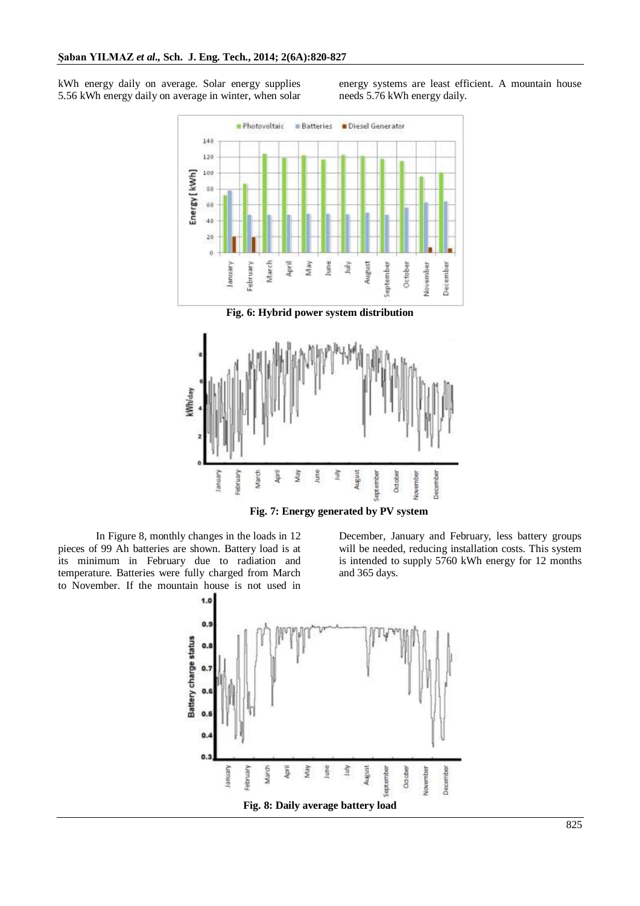kWh energy daily on average. Solar energy supplies 5.56 kWh energy daily on average in winter, when solar energy systems are least efficient. A mountain house needs 5.76 kWh energy daily.

**Fig. 6: Hybrid power system distribution**

**Fig. 7: Energy generated by PV system**

In Figure 8, monthly changes in the loads in 12 pieces of 99 Ah batteries are shown. Battery load is at its minimum in February due to radiation and temperature. Batteries were fully charged from March to November. If the mountain house is not used in December, January and February, less battery groups will be needed, reducing installation costs. This system is intended to supply 5760 kWh energy for 12 months and 365 days.

**Fig. 8: Daily average battery load**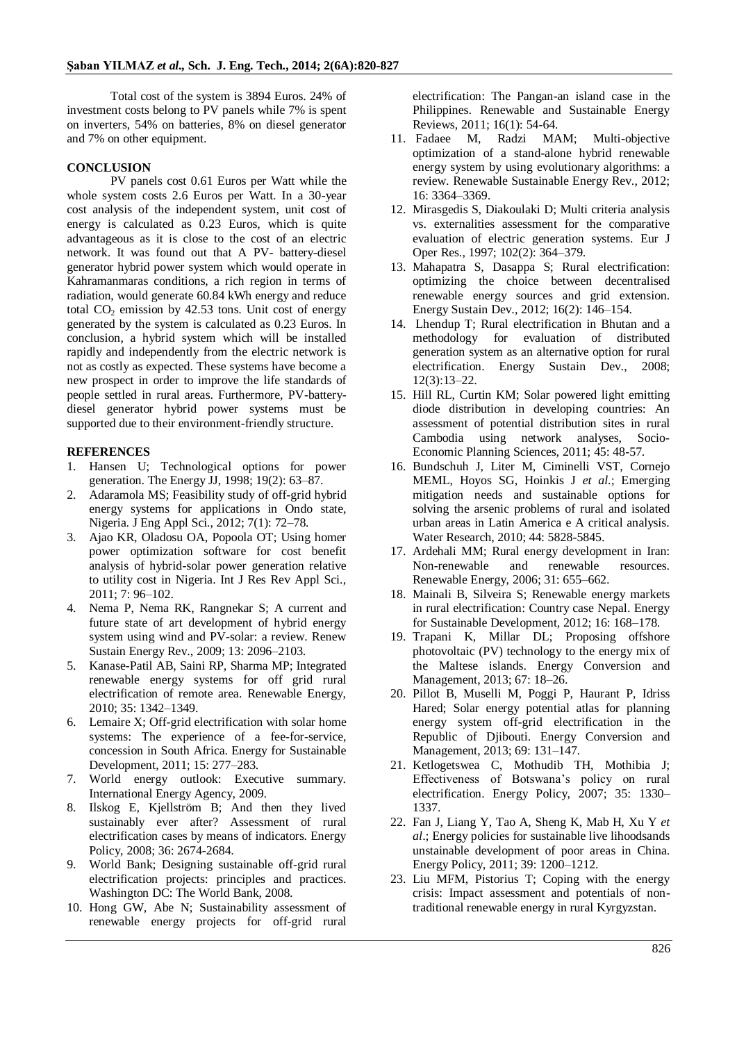Total cost of the system is 3894 Euros. 24% of investment costs belong to PV panels while 7% is spent on inverters, 54% on batteries, 8% on diesel generator and 7% on other equipment.

## CONCLUSION

PV panels cost 0.61 Euros per Watt while the whole system costs 2.6 Euros per Watt. In a 30-year cost analysis of the independent system, unit cost of energy is calculated as 0.23 Euros, which is quite advantageous as it is close to the cost of an electric network. It was found out that A PV- battery-diesel generator hybrid power system which would operate in Kahramanmaras conditions, a rich region in terms of radiation, would generate 60.84 kWh energy and reduce total $CO_2$ emission by 42.53 tons. Unit cost of energy generated by the system is calculated as 0.23 Euros. In conclusion, a hybrid system which will be installed rapidly and independently from the electric network is not as costly as expected. These systems have become a new prospect in order to improve the life standards of people settled in rural areas. Furthermore, PV-battery-diesel generator hybrid power systems must be supported due to their environment-friendly structure.

## REFERENCES

1. Hansen U; Technological options for power generation. The Energy JJ, 1998; 19(2): 63–87.
2. Adaramola MS; Feasibility study of off-grid hybrid energy systems for applications in Ondo state, Nigeria. J Eng Appl Sci., 2012; 7(1): 72–78.
3. Ajao KR, Oladosu OA, Popoola OT; Using homer power optimization software for cost benefit analysis of hybrid-solar power generation relative to utility cost in Nigeria. Int J Res Rev Appl Sci., 2011; 7: 96–102.
4. Nema P, Nema RK, Rangnekar S; A current and future state of art development of hybrid energy system using wind and PV-solar: a review. Renew Sustain Energy Rev., 2009; 13: 2096–2103.
5. Kanase-Patil AB, Saini RP, Sharma MP; Integrated renewable energy systems for off grid rural electrification of remote area. Renewable Energy, 2010; 35: 1342–1349.
6. Lemaire X; Off-grid electrification with solar home systems: The experience of a fee-for-service, concession in South Africa. Energy for Sustainable Development, 2011; 15: 277–283.
7. World energy outlook: Executive summary. International Energy Agency, 2009.
8. Ilskog E, Kjellström B; And then they lived sustainably ever after? Assessment of rural electrification cases by means of indicators. Energy Policy, 2008; 36: 2674-2684.
9. World Bank; Designing sustainable off-grid rural electrification projects: principles and practices. Washington DC: The World Bank, 2008.
10. Hong GW, Abe N; Sustainability assessment of renewable energy projects for off-grid rural electrification: The Pangan-an island case in the Philippines. Renewable and Sustainable Energy Reviews, 2011; 16(1): 54-64.
11. Fadaee M, Radzi MAM; Multi-objective optimization of a stand-alone hybrid renewable energy system by using evolutionary algorithms: a review. Renewable Sustainable Energy Rev., 2012; 16: 3364–3369.
12. Mirasgedis S, Diakoulaki D; Multi criteria analysis vs. externalities assessment for the comparative evaluation of electric generation systems. Eur J Oper Res., 1997; 102(2): 364–379.
13. Mahapatra S, Dasappa S; Rural electrification: optimizing the choice between decentralised renewable energy sources and grid extension. Energy Sustain Dev., 2012; 16(2): 146–154.
14. Lhendup T; Rural electrification in Bhutan and a methodology for evaluation of distributed generation system as an alternative option for rural electrification. Energy Sustain Dev., 2008; 12(3):13–22.
15. Hill RL, Curtin KM; Solar powered light emitting diode distribution in developing countries: An assessment of potential distribution sites in rural Cambodia using network analyses, Socio-Economic Planning Sciences, 2011; 45: 48-57.
16. Bundschuh J, Liter M, Ciminelli VST, Cornejo MEML, Hoyos SG, Hoinkis J *et al.*; Emerging mitigation needs and sustainable options for solving the arsenic problems of rural and isolated urban areas in Latin America e A critical analysis. Water Research, 2010; 44: 5828-5845.
17. Ardehali MM; Rural energy development in Iran: Non-renewable and renewable resources. Renewable Energy, 2006; 31: 655–662.
18. Mainali B, Silveira S; Renewable energy markets in rural electrification: Country case Nepal. Energy for Sustainable Development, 2012; 16: 168–178.
19. Trapani K, Millar DL; Proposing offshore photovoltaic (PV) technology to the energy mix of the Maltese islands. Energy Conversion and Management, 2013; 67: 18–26.
20. Pillot B, Muselli M, Poggi P, Haurant P, Idriss Hared; Solar energy potential atlas for planning energy system off-grid electrification in the Republic of Djibouti. Energy Conversion and Management, 2013; 69: 131–147.
21. Ketlogetswea C, Mothudib TH, Mothibia J; Effectiveness of Botswana's policy on rural electrification. Energy Policy, 2007; 35: 1330–1337.
22. Fan J, Liang Y, Tao A, Sheng K, Mab H, Xu Y *et al*.; Energy policies for sustainable live lihoodsands unstainable development of poor areas in China. Energy Policy, 2011; 39: 1200–1212.
23. Liu MFM, Pistorius T; Coping with the energy crisis: Impact assessment and potentials of non-traditional renewable energy in rural Kyrgyzstan.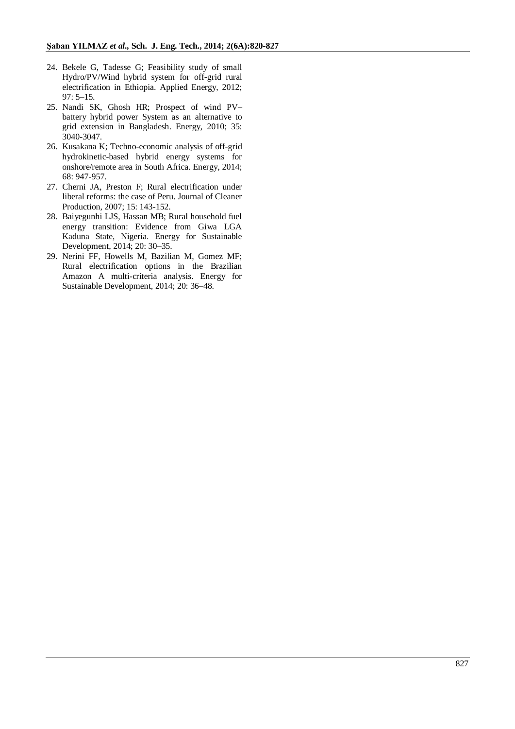24. Bekele G, Tadesse G; Feasibility study of small Hydro/PV/Wind hybrid system for off-grid rural electrification in Ethiopia. Applied Energy, 2012; 97: 5–15.
25. Nandi SK, Ghosh HR; Prospect of wind PV–battery hybrid power System as an alternative to grid extension in Bangladesh. Energy, 2010; 35: 3040-3047.
26. Kusakana K; Techno-economic analysis of off-grid hydrokinetic-based hybrid energy systems for onshore/remote area in South Africa. Energy, 2014; 68: 947-957.
27. Cherni JA, Preston F; Rural electrification under liberal reforms: the case of Peru. Journal of Cleaner Production, 2007; 15: 143-152.
28. Baiyegunhi LJS, Hassan MB; Rural household fuel energy transition: Evidence from Giwa LGA Kaduna State, Nigeria. Energy for Sustainable Development, 2014; 20: 30–35.
29. Nerini FF, Howells M, Bazilian M, Gomez MF; Rural electrification options in the Brazilian Amazon A multi-criteria analysis. Energy for Sustainable Development, 2014; 20: 36–48.